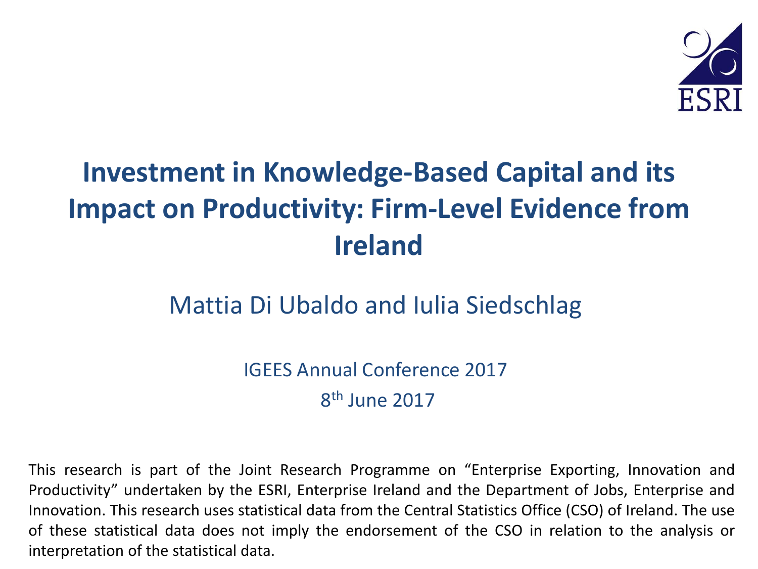ESRI

# Investment in Knowledge-Based Capital and its Impact on Productivity: Firm-Level Evidence from Ireland

Mattia Di Ubaldo and Iulia Siedschlag

IGEES Annual Conference 2017

8th June 2017

This research is part of the Joint Research Programme on "Enterprise Exporting, Innovation and Productivity" undertaken by the ESRI, Enterprise Ireland and the Department of Jobs, Enterprise and Innovation. This research uses statistical data from the Central Statistics Office (CSO) of Ireland. The use of these statistical data does not imply the endorsement of the CSO in relation to the analysis or interpretation of the statistical data.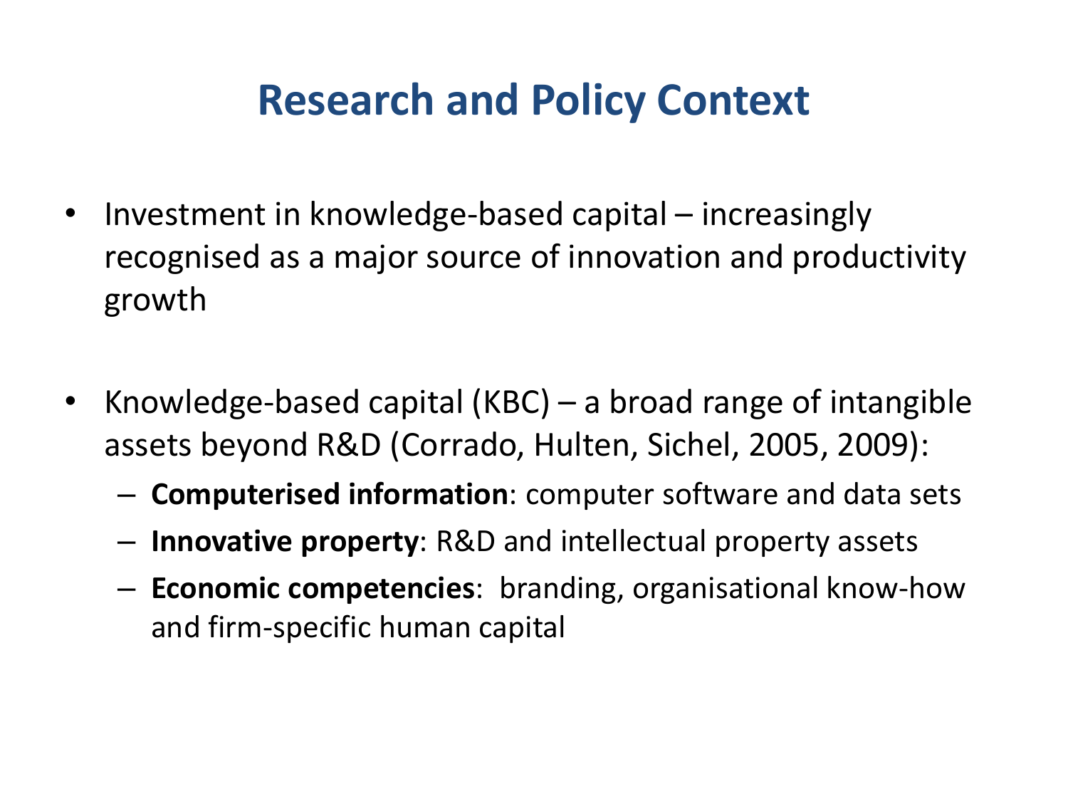# Research and Policy Context

- Investment in knowledge-based capital – increasingly recognised as a major source of innovation and productivity growth

- Knowledge-based capital (KBC) – a broad range of intangible assets beyond R&D (Corrado, Hulten, Sichel, 2005, 2009):
  - **Computerised information**: computer software and data sets
  - **Innovative property**: R&D and intellectual property assets
  - **Economic competencies**: branding, organisational know-how and firm-specific human capital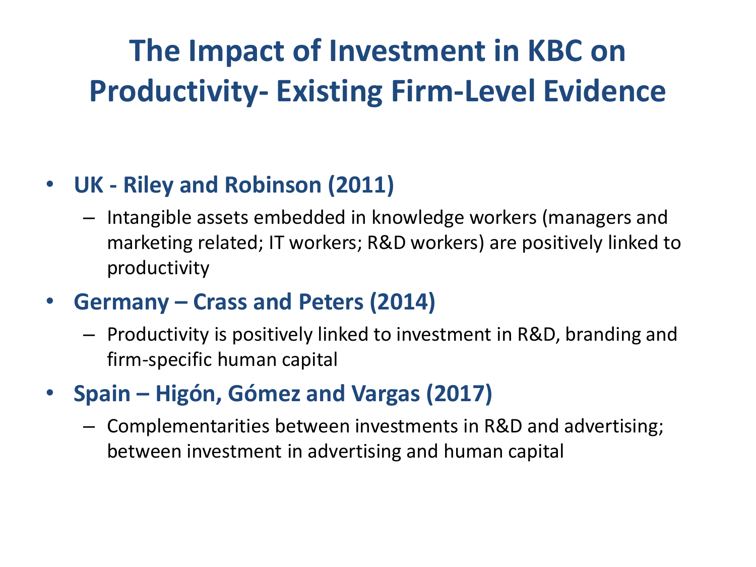# The Impact of Investment in KBC on Productivity- Existing Firm-Level Evidence

- **UK - Riley and Robinson (2011)**
  - Intangible assets embedded in knowledge workers (managers and marketing related; IT workers; R&D workers) are positively linked to productivity
- **Germany – Crass and Peters (2014)**
  - Productivity is positively linked to investment in R&D, branding and firm-specific human capital
- **Spain – Higón, Gómez and Vargas (2017)**
  - Complementarities between investments in R&D and advertising; between investment in advertising and human capital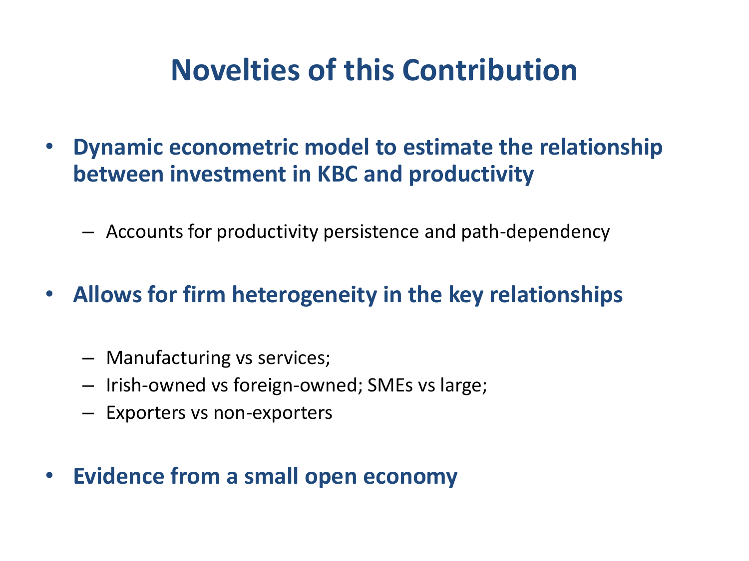# Novelties of this Contribution

- **Dynamic econometric model to estimate the relationship between investment in KBC and productivity**
  - Accounts for productivity persistence and path-dependency
- **Allows for firm heterogeneity in the key relationships**
  - Manufacturing vs services;
  - Irish-owned vs foreign-owned; SMEs vs large;
  - Exporters vs non-exporters
- **Evidence from a small open economy**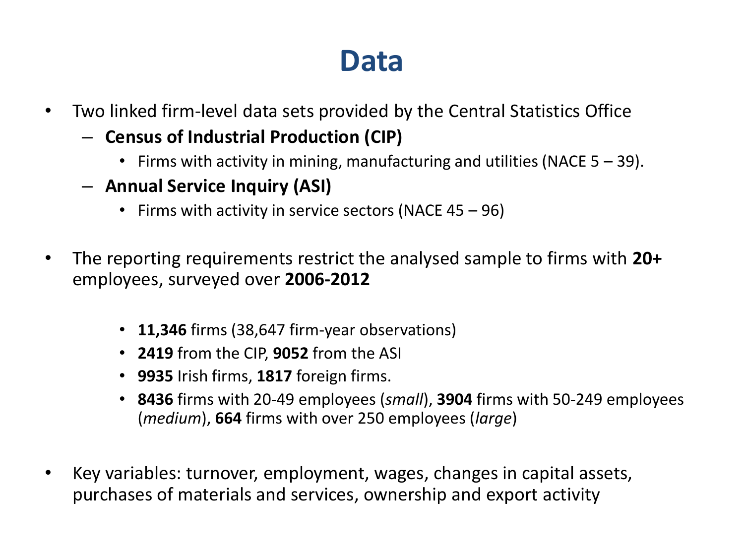# Data

- Two linked firm-level data sets provided by the Central Statistics Office
  - **Census of Industrial Production (CIP)**
    - Firms with activity in mining, manufacturing and utilities (NACE 5 – 39).
  - **Annual Service Inquiry (ASI)**
    - Firms with activity in service sectors (NACE 45 – 96)

- The reporting requirements restrict the analysed sample to firms with **20+** employees, surveyed over **2006-2012**

    - **11,346** firms (38,647 firm-year observations)
    - **2419** from the CIP, **9052** from the ASI
    - **9935** Irish firms, **1817** foreign firms.
    - **8436** firms with 20-49 employees (*small*), **3904** firms with 50-249 employees (*medium*), **664** firms with over 250 employees (*large*)

- Key variables: turnover, employment, wages, changes in capital assets, purchases of materials and services, ownership and export activity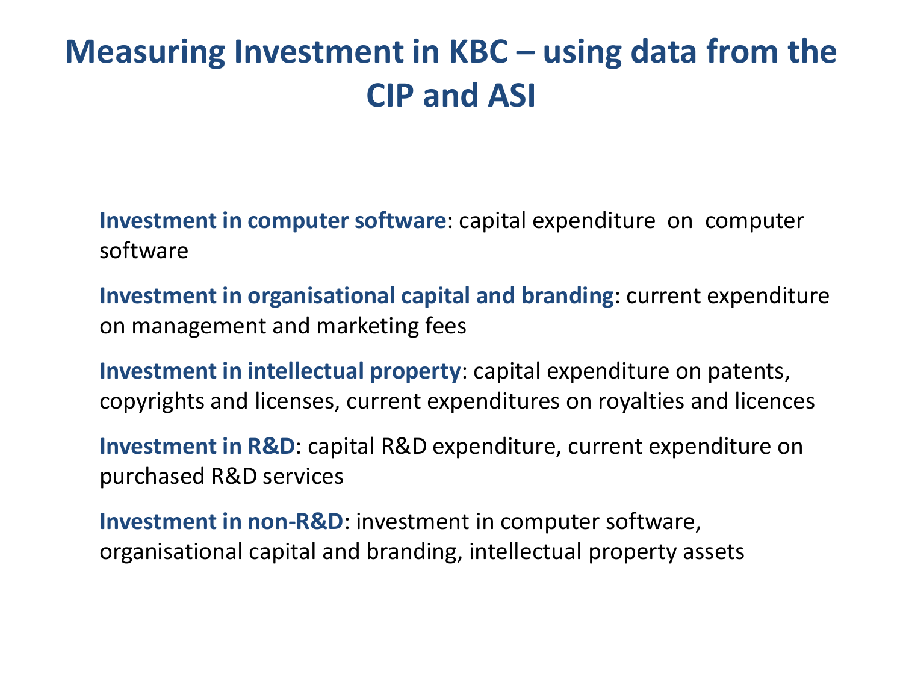# Measuring Investment in KBC – using data from the CIP and ASI

**Investment in computer software**: capital expenditure on computer software

**Investment in organisational capital and branding**: current expenditure on management and marketing fees

**Investment in intellectual property**: capital expenditure on patents, copyrights and licenses, current expenditures on royalties and licences

**Investment in R&D**: capital R&D expenditure, current expenditure on purchased R&D services

**Investment in non-R&D**: investment in computer software, organisational capital and branding, intellectual property assets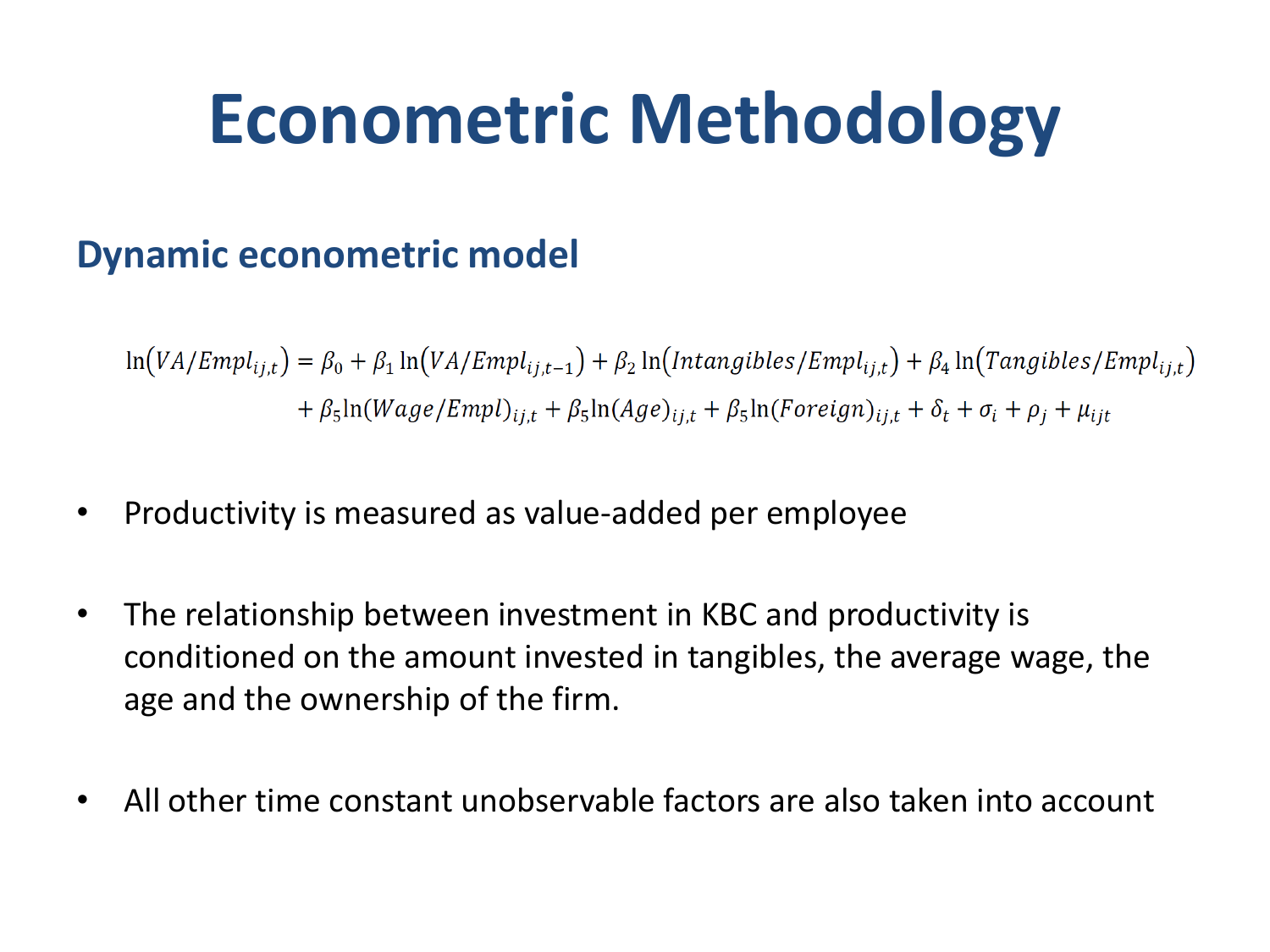# Econometric Methodology

## Dynamic econometric model

$$\ln\left(VA/Empl_{ij,t}\right) = \beta_0 + \beta_1 \ln\left(VA/Empl_{ij,t-1}\right) + \beta_2 \ln\left(Intangibles/Empl_{ij,t}\right) + \beta_4 \ln\left(Tangibles/Empl_{ij,t}\right) + \beta_5 \ln(Wage/Empl)_{ij,t} + \beta_5 \ln(Age)_{ij,t} + \beta_5 \ln(Foreign)_{ij,t} + \delta_t + \sigma_i + \rho_j + \mu_{ijt}$$

- Productivity is measured as value-added per employee
- The relationship between investment in KBC and productivity is conditioned on the amount invested in tangibles, the average wage, the age and the ownership of the firm.
- All other time constant unobservable factors are also taken into account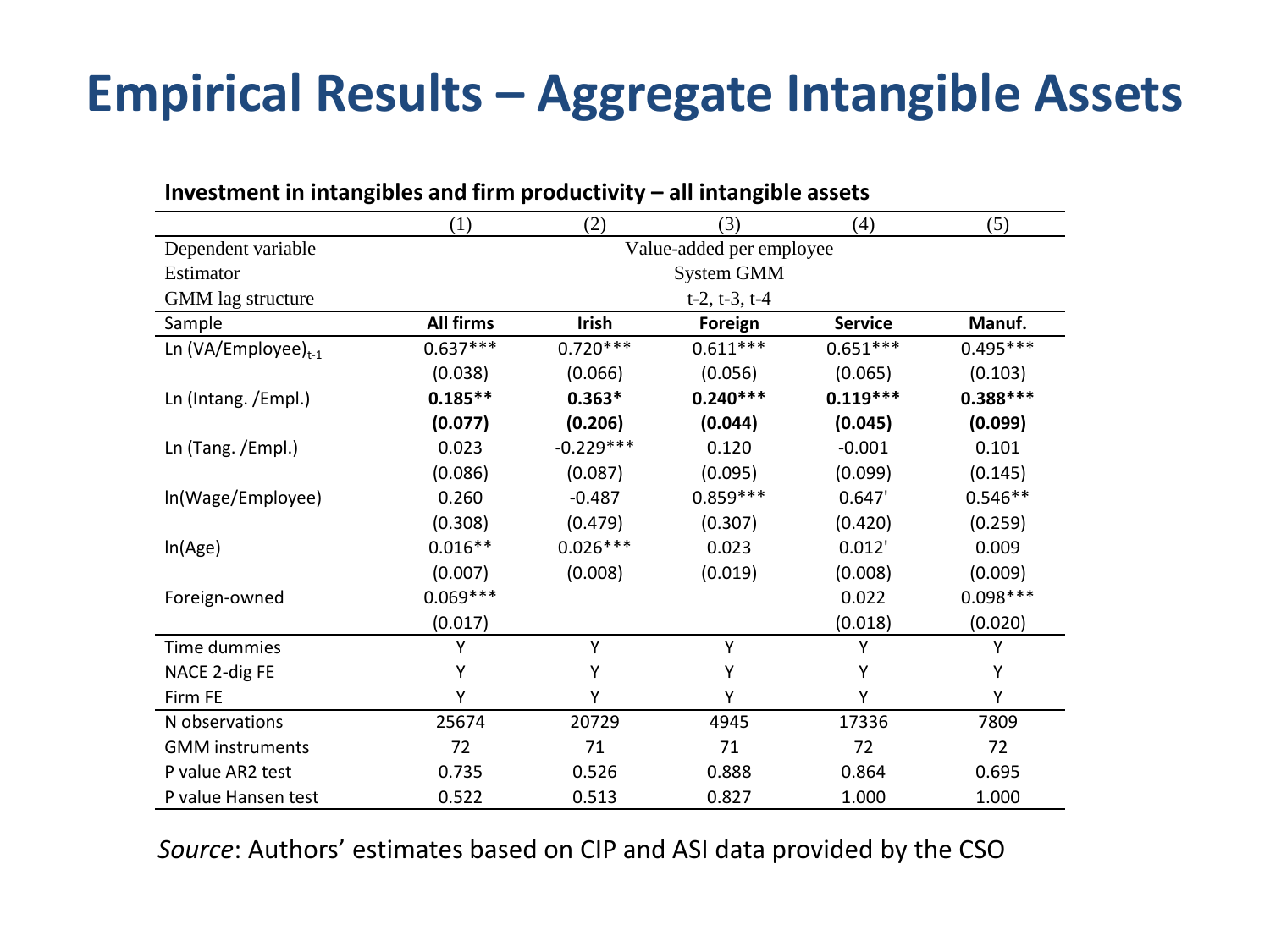# Empirical Results – Aggregate Intangible Assets

**Investment in intangibles and firm productivity – all intangible assets**

| | (1) | (2) | (3) | (4) | (5) |
|---|---|---|---|---|---|
| Dependent variable | Value-added per employee | | | | |
| Estimator | System GMM | | | | |
| GMM lag structure | t-2, t-3, t-4 | | | | |
| Sample | **All firms** | **Irish** | **Foreign** | **Service** | **Manuf.** |
| Ln $(VA/Employee)_{t-1}$ | 0.637*** | 0.720*** | 0.611*** | 0.651*** | 0.495*** |
| | (0.038) | (0.066) | (0.056) | (0.065) | (0.103) |
| Ln (Intang. /Empl.) | **0.185**** | **0.363*** | **0.240***** | **0.119***** | **0.388***** |
| | **(0.077)** | **(0.206)** | **(0.044)** | **(0.045)** | **(0.099)** |
| Ln (Tang. /Empl.) | 0.023 | -0.229*** | 0.120 | -0.001 | 0.101 |
| | (0.086) | (0.087) | (0.095) | (0.099) | (0.145) |
| ln(Wage/Employee) | 0.260 | -0.487 | 0.859*** | 0.647' | 0.546** |
| | (0.308) | (0.479) | (0.307) | (0.420) | (0.259) |
| ln(Age) | 0.016** | 0.026*** | 0.023 | 0.012' | 0.009 |
| | (0.007) | (0.008) | (0.019) | (0.008) | (0.009) |
| Foreign-owned | 0.069*** | | | 0.022 | 0.098*** |
| | (0.017) | | | (0.018) | (0.020) |
| Time dummies | Y | Y | Y | Y | Y |
| NACE 2-dig FE | Y | Y | Y | Y | Y |
| Firm FE | Y | Y | Y | Y | Y |
| N observations | 25674 | 20729 | 4945 | 17336 | 7809 |
| GMM instruments | 72 | 71 | 71 | 72 | 72 |
| P value AR2 test | 0.735 | 0.526 | 0.888 | 0.864 | 0.695 |
| P value Hansen test | 0.522 | 0.513 | 0.827 | 1.000 | 1.000 |

*Source*: Authors' estimates based on CIP and ASI data provided by the CSO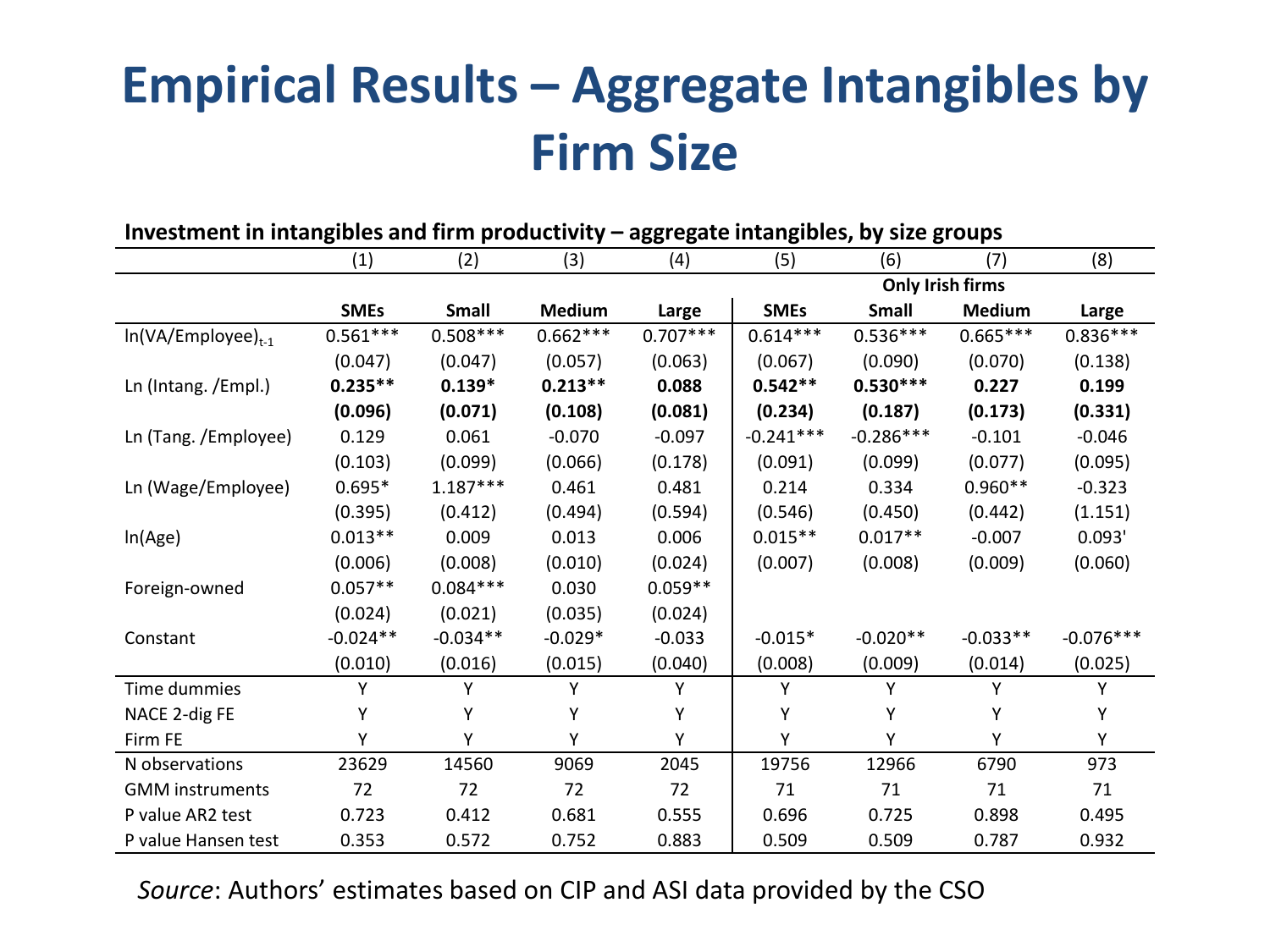# Empirical Results – Aggregate Intangibles by Firm Size

**Investment in intangibles and firm productivity – aggregate intangibles, by size groups**

| | (1) | (2) | (3) | (4) | (5) | (6) | (7) | (8) |
|---|---|---|---|---|---|---|---|---|
| | | | | | Only Irish firms | | | |
| | **SMEs** | **Small** | **Medium** | **Large** | **SMEs** | **Small** | **Medium** | **Large** |
| $\ln(\text{VA/Employee})_{t-1}$ | 0.561*** | 0.508*** | 0.662*** | 0.707*** | 0.614*** | 0.536*** | 0.665*** | 0.836*** |
| | (0.047) | (0.047) | (0.057) | (0.063) | (0.067) | (0.090) | (0.070) | (0.138) |
| Ln (Intang. /Empl.) | **0.235**** | **0.139*** | **0.213**** | **0.088** | **0.542**** | **0.530***** | **0.227** | **0.199** |
| | **(0.096)** | **(0.071)** | **(0.108)** | **(0.081)** | **(0.234)** | **(0.187)** | **(0.173)** | **(0.331)** |
| Ln (Tang. /Employee) | 0.129 | 0.061 | -0.070 | -0.097 | -0.241*** | -0.286*** | -0.101 | -0.046 |
| | (0.103) | (0.099) | (0.066) | (0.178) | (0.091) | (0.099) | (0.077) | (0.095) |
| Ln (Wage/Employee) | 0.695* | 1.187*** | 0.461 | 0.481 | 0.214 | 0.334 | 0.960** | -0.323 |
| | (0.395) | (0.412) | (0.494) | (0.594) | (0.546) | (0.450) | (0.442) | (1.151) |
| ln(Age) | 0.013** | 0.009 | 0.013 | 0.006 | 0.015** | 0.017** | -0.007 | 0.093' |
| | (0.006) | (0.008) | (0.010) | (0.024) | (0.007) | (0.008) | (0.009) | (0.060) |
| Foreign-owned | 0.057** | 0.084*** | 0.030 | 0.059** | | | | |
| | (0.024) | (0.021) | (0.035) | (0.024) | | | | |
| Constant | -0.024** | -0.034** | -0.029* | -0.033 | -0.015* | -0.020** | -0.033** | -0.076*** |
| | (0.010) | (0.016) | (0.015) | (0.040) | (0.008) | (0.009) | (0.014) | (0.025) |
| Time dummies | Y | Y | Y | Y | Y | Y | Y | Y |
| NACE 2-dig FE | Y | Y | Y | Y | Y | Y | Y | Y |
| Firm FE | Y | Y | Y | Y | Y | Y | Y | Y |
| N observations | 23629 | 14560 | 9069 | 2045 | 19756 | 12966 | 6790 | 973 |
| GMM instruments | 72 | 72 | 72 | 72 | 71 | 71 | 71 | 71 |
| P value AR2 test | 0.723 | 0.412 | 0.681 | 0.555 | 0.696 | 0.725 | 0.898 | 0.495 |
| P value Hansen test | 0.353 | 0.572 | 0.752 | 0.883 | 0.509 | 0.509 | 0.787 | 0.932 |

*Source*: Authors' estimates based on CIP and ASI data provided by the CSO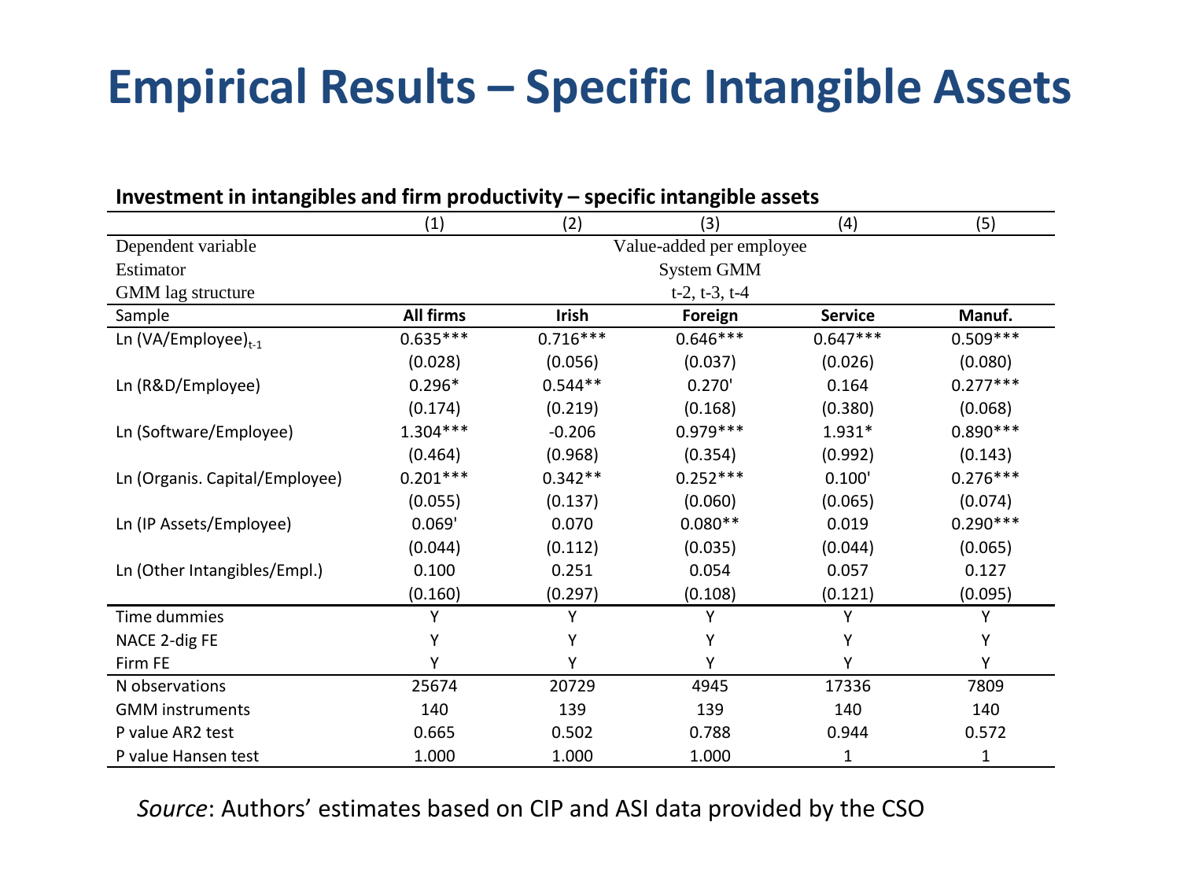# Empirical Results – Specific Intangible Assets

**Investment in intangibles and firm productivity – specific intangible assets**

| | (1) | (2) | (3) | (4) | (5) |
|---|---|---|---|---|---|
| Dependent variable | Value-added per employee | | | | |
| Estimator | System GMM | | | | |
| GMM lag structure | t-2, t-3, t-4 | | | | |
| Sample | **All firms** | **Irish** | **Foreign** | **Service** | **Manuf.** |
| Ln (VA/Employee)$_{t-1}$ | 0.635*** | 0.716*** | 0.646*** | 0.647*** | 0.509*** |
| | (0.028) | (0.056) | (0.037) | (0.026) | (0.080) |
| Ln (R&D/Employee) | 0.296* | 0.544** | 0.270' | 0.164 | 0.277*** |
| | (0.174) | (0.219) | (0.168) | (0.380) | (0.068) |
| Ln (Software/Employee) | 1.304*** | -0.206 | 0.979*** | 1.931* | 0.890*** |
| | (0.464) | (0.968) | (0.354) | (0.992) | (0.143) |
| Ln (Organis. Capital/Employee) | 0.201*** | 0.342** | 0.252*** | 0.100' | 0.276*** |
| | (0.055) | (0.137) | (0.060) | (0.065) | (0.074) |
| Ln (IP Assets/Employee) | 0.069' | 0.070 | 0.080** | 0.019 | 0.290*** |
| | (0.044) | (0.112) | (0.035) | (0.044) | (0.065) |
| Ln (Other Intangibles/Empl.) | 0.100 | 0.251 | 0.054 | 0.057 | 0.127 |
| | (0.160) | (0.297) | (0.108) | (0.121) | (0.095) |
| Time dummies | Y | Y | Y | Y | Y |
| NACE 2-dig FE | Y | Y | Y | Y | Y |
| Firm FE | Y | Y | Y | Y | Y |
| N observations | 25674 | 20729 | 4945 | 17336 | 7809 |
| GMM instruments | 140 | 139 | 139 | 140 | 140 |
| P value AR2 test | 0.665 | 0.502 | 0.788 | 0.944 | 0.572 |
| P value Hansen test | 1.000 | 1.000 | 1.000 | 1 | 1 |

*Source*: Authors' estimates based on CIP and ASI data provided by the CSO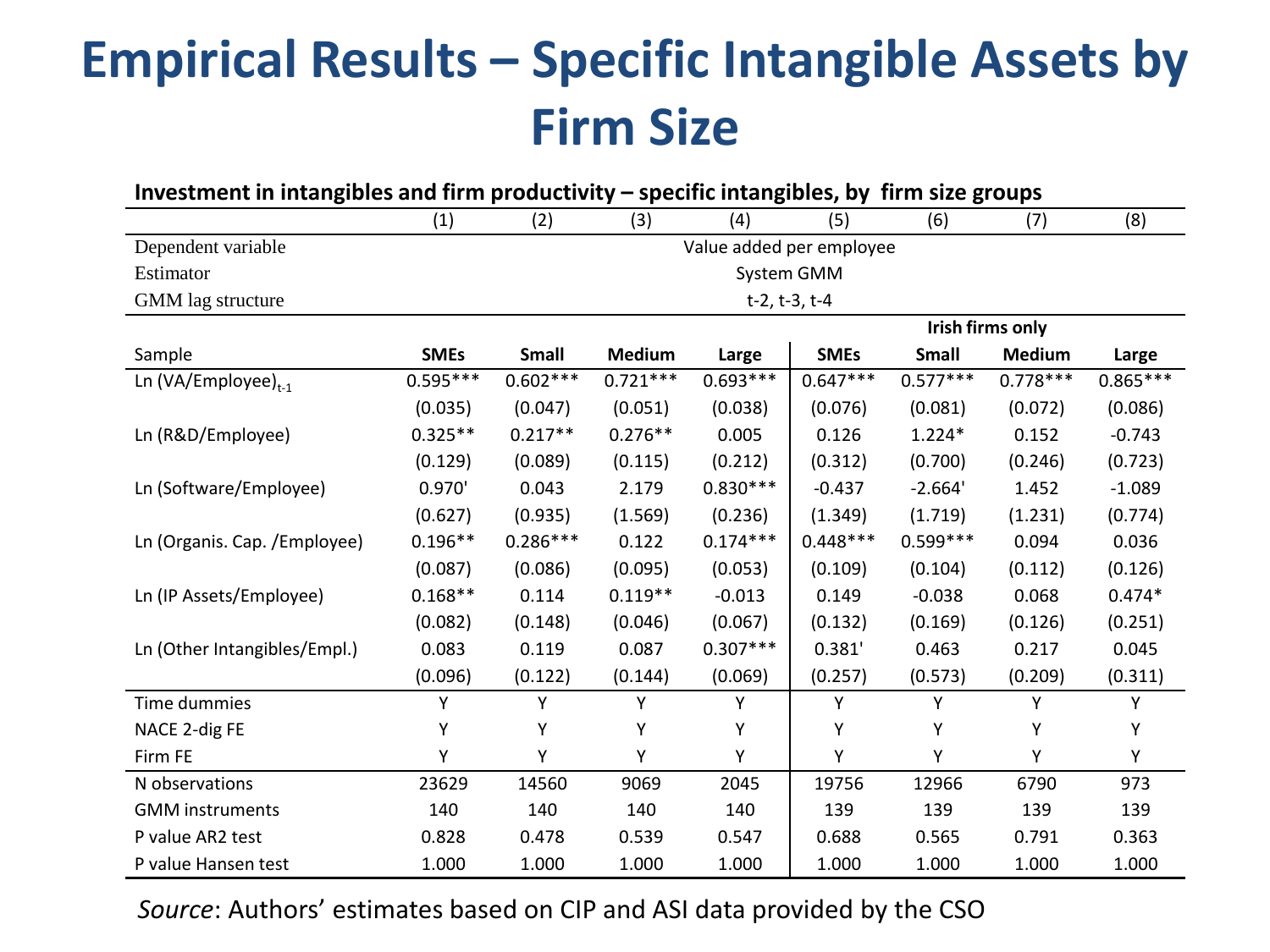# Empirical Results – Specific Intangible Assets by Firm Size

**Investment in intangibles and firm productivity – specific intangibles, by firm size groups**

| | (1) | (2) | (3) | (4) | (5) | (6) | (7) | (8) |
|---|---|---|---|---|---|---|---|---|
| Dependent variable | Value added per employee | | | | | | | |
| Estimator | System GMM | | | | | | | |
| GMM lag structure | t-2, t-3, t-4 | | | | | | | |
| | | | | | **Irish firms only** | | | |
| Sample | **SMEs** | **Small** | **Medium** | **Large** | **SMEs** | **Small** | **Medium** | **Large** |
| Ln $(VA/Employee)_{t-1}$ | 0.595*** | 0.602*** | 0.721*** | 0.693*** | 0.647*** | 0.577*** | 0.778*** | 0.865*** |
| | (0.035) | (0.047) | (0.051) | (0.038) | (0.076) | (0.081) | (0.072) | (0.086) |
| Ln (R&D/Employee) | 0.325** | 0.217** | 0.276** | 0.005 | 0.126 | 1.224* | 0.152 | -0.743 |
| | (0.129) | (0.089) | (0.115) | (0.212) | (0.312) | (0.700) | (0.246) | (0.723) |
| Ln (Software/Employee) | 0.970' | 0.043 | 2.179 | 0.830*** | -0.437 | -2.664' | 1.452 | -1.089 |
| | (0.627) | (0.935) | (1.569) | (0.236) | (1.349) | (1.719) | (1.231) | (0.774) |
| Ln (Organis. Cap. /Employee) | 0.196** | 0.286*** | 0.122 | 0.174*** | 0.448*** | 0.599*** | 0.094 | 0.036 |
| | (0.087) | (0.086) | (0.095) | (0.053) | (0.109) | (0.104) | (0.112) | (0.126) |
| Ln (IP Assets/Employee) | 0.168** | 0.114 | 0.119** | -0.013 | 0.149 | -0.038 | 0.068 | 0.474* |
| | (0.082) | (0.148) | (0.046) | (0.067) | (0.132) | (0.169) | (0.126) | (0.251) |
| Ln (Other Intangibles/Empl.) | 0.083 | 0.119 | 0.087 | 0.307*** | 0.381' | 0.463 | 0.217 | 0.045 |
| | (0.096) | (0.122) | (0.144) | (0.069) | (0.257) | (0.573) | (0.209) | (0.311) |
| Time dummies | Y | Y | Y | Y | Y | Y | Y | Y |
| NACE 2-dig FE | Y | Y | Y | Y | Y | Y | Y | Y |
| Firm FE | Y | Y | Y | Y | Y | Y | Y | Y |
| N observations | 23629 | 14560 | 9069 | 2045 | 19756 | 12966 | 6790 | 973 |
| GMM instruments | 140 | 140 | 140 | 140 | 139 | 139 | 139 | 139 |
| P value AR2 test | 0.828 | 0.478 | 0.539 | 0.547 | 0.688 | 0.565 | 0.791 | 0.363 |
| P value Hansen test | 1.000 | 1.000 | 1.000 | 1.000 | 1.000 | 1.000 | 1.000 | 1.000 |

*Source*: Authors' estimates based on CIP and ASI data provided by the CSO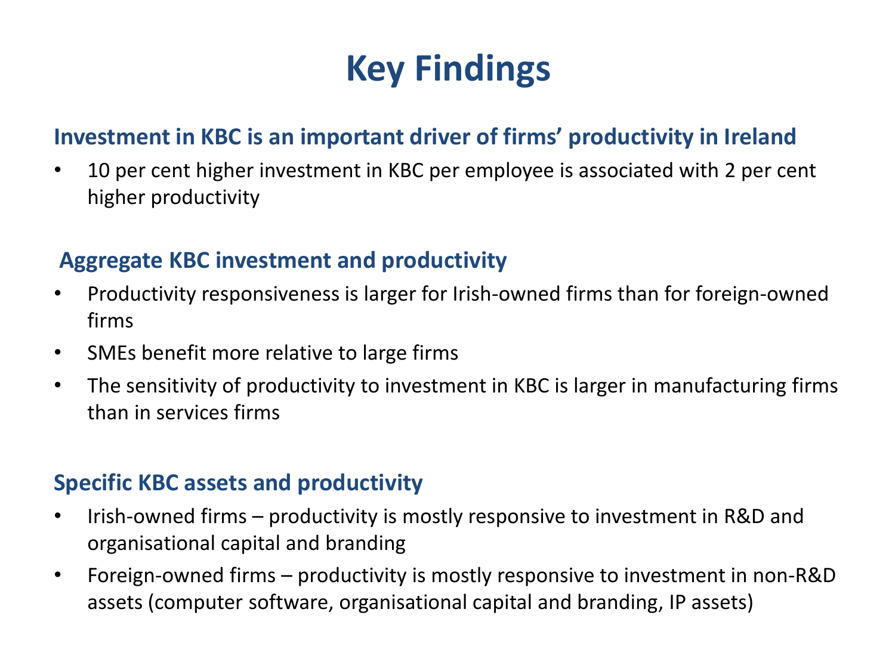# Key Findings

## Investment in KBC is an important driver of firms' productivity in Ireland

- 10 per cent higher investment in KBC per employee is associated with 2 per cent higher productivity

## Aggregate KBC investment and productivity

- Productivity responsiveness is larger for Irish-owned firms than for foreign-owned firms
- SMEs benefit more relative to large firms
- The sensitivity of productivity to investment in KBC is larger in manufacturing firms than in services firms

## Specific KBC assets and productivity

- Irish-owned firms – productivity is mostly responsive to investment in R&D and organisational capital and branding
- Foreign-owned firms – productivity is mostly responsive to investment in non-R&D assets (computer software, organisational capital and branding, IP assets)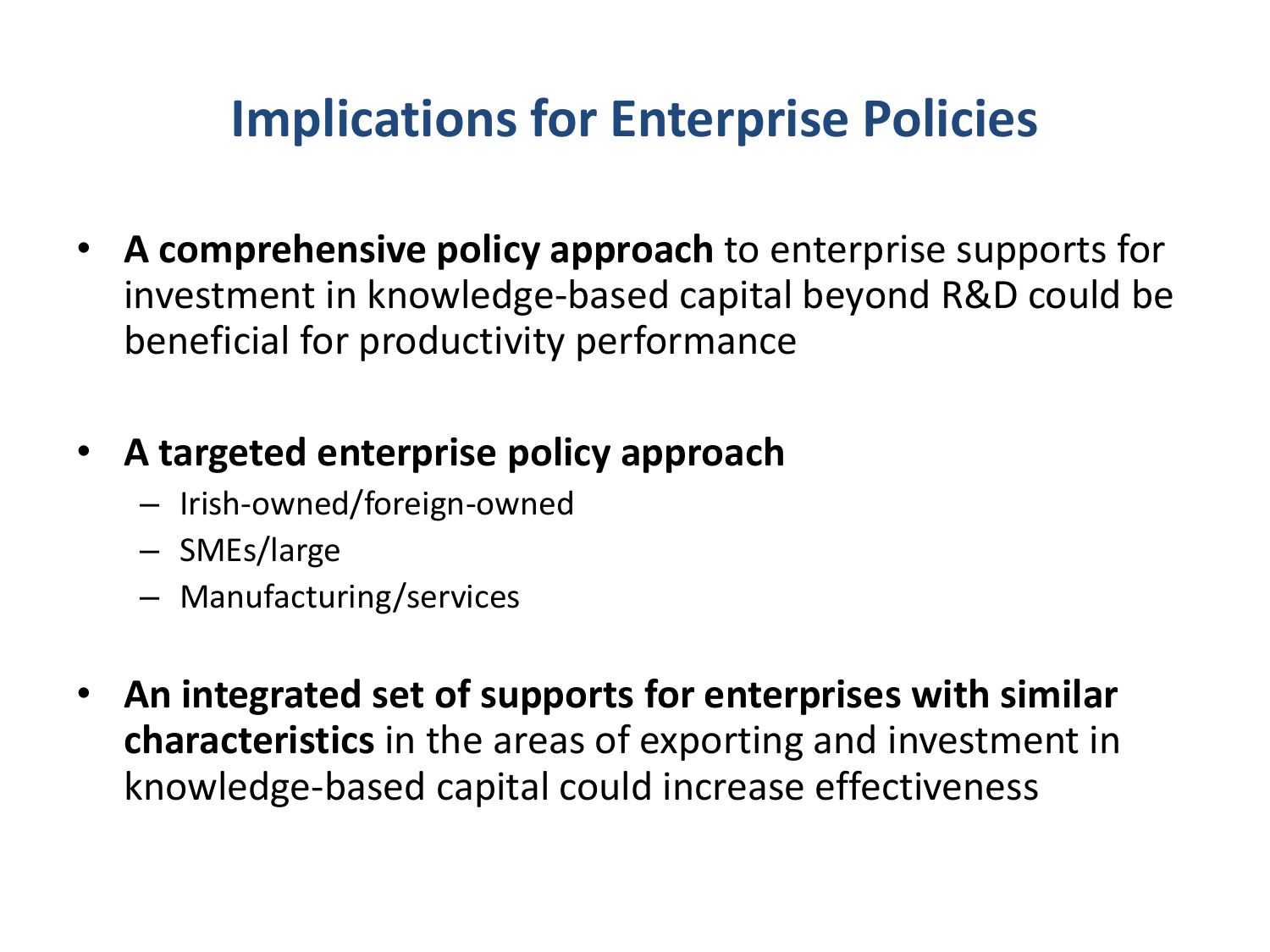# Implications for Enterprise Policies

- **A comprehensive policy approach** to enterprise supports for investment in knowledge-based capital beyond R&D could be beneficial for productivity performance

- **A targeted enterprise policy approach**
  - Irish-owned/foreign-owned
  - SMEs/large
  - Manufacturing/services

- **An integrated set of supports for enterprises with similar characteristics** in the areas of exporting and investment in knowledge-based capital could increase effectiveness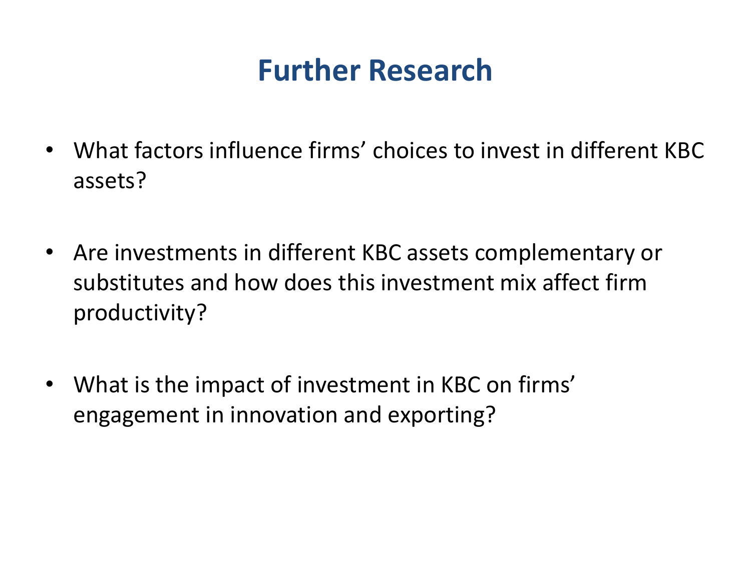# Further Research

- What factors influence firms' choices to invest in different KBC assets?

- Are investments in different KBC assets complementary or substitutes and how does this investment mix affect firm productivity?

- What is the impact of investment in KBC on firms' engagement in innovation and exporting?